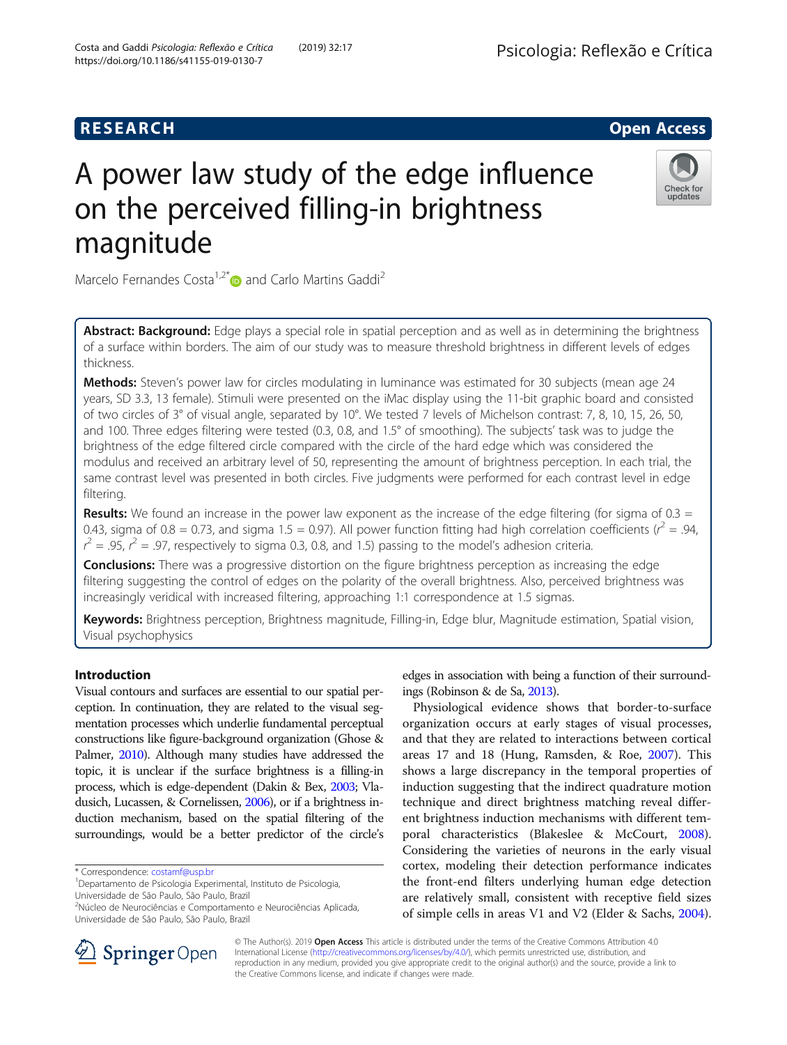RESEARCH Open Access

# A power law study of the edge influence on the perceived filling-in brightness magnitude

Marcelo Fernandes Costa[1,2*] and Carlo Martins Gaddi[2]

**Abstract: Background:** Edge plays a special role in spatial perception and as well as in determining the brightness of a surface within borders. The aim of our study was to measure threshold brightness in different levels of edges thickness.

**Methods:** Steven's power law for circles modulating in luminance was estimated for 30 subjects (mean age 24 years, SD 3.3, 13 female). Stimuli were presented on the iMac display using the 11-bit graphic board and consisted of two circles of 3° of visual angle, separated by 10°. We tested 7 levels of Michelson contrast: 7, 8, 10, 15, 26, 50, and 100. Three edges filtering were tested (0.3, 0.8, and 1.5° of smoothing). The subjects' task was to judge the brightness of the edge filtered circle compared with the circle of the hard edge which was considered the modulus and received an arbitrary level of 50, representing the amount of brightness perception. In each trial, the same contrast level was presented in both circles. Five judgments were performed for each contrast level in edge filtering.

**Results:** We found an increase in the power law exponent as the increase of the edge filtering (for sigma of 0.3 = 0.43, sigma of 0.8 = 0.73, and sigma 1.5 = 0.97). All power function fitting had high correlation coefficients ($r^2$ = .94, $r^2$ = .95, $r^2$ = .97, respectively to sigma 0.3, 0.8, and 1.5) passing to the model's adhesion criteria.

**Conclusions:** There was a progressive distortion on the figure brightness perception as increasing the edge filtering suggesting the control of edges on the polarity of the overall brightness. Also, perceived brightness was increasingly veridical with increased filtering, approaching 1:1 correspondence at 1.5 sigmas.

**Keywords:** Brightness perception, Brightness magnitude, Filling-in, Edge blur, Magnitude estimation, Spatial vision, Visual psychophysics

## Introduction

Visual contours and surfaces are essential to our spatial perception. In continuation, they are related to the visual segmentation processes which underlie fundamental perceptual constructions like figure-background organization (Ghose & Palmer, 2010). Although many studies have addressed the topic, it is unclear if the surface brightness is a filling-in process, which is edge-dependent (Dakin & Bex, 2003; Vladusich, Lucassen, & Cornelissen, 2006), or if a brightness induction mechanism, based on the spatial filtering of the surroundings, would be a better predictor of the circle's edges in association with being a function of their surroundings (Robinson & de Sa, 2013).

Physiological evidence shows that border-to-surface organization occurs at early stages of visual processes, and that they are related to interactions between cortical areas 17 and 18 (Hung, Ramsden, & Roe, 2007). This shows a large discrepancy in the temporal properties of induction suggesting that the indirect quadrature motion technique and direct brightness matching reveal different brightness induction mechanisms with different temporal characteristics (Blakeslee & McCourt, 2008). Considering the varieties of neurons in the early visual cortex, modeling their detection performance indicates the front-end filters underlying human edge detection are relatively small, consistent with receptive field sizes of simple cells in areas V1 and V2 (Elder & Sachs, 2004).

\* Correspondence: costamf@usp.br
[1]Departamento de Psicologia Experimental, Instituto de Psicologia, Universidade de São Paulo, São Paulo, Brazil
[2]Núcleo de Neurociências e Comportamento e Neurociências Aplicada, Universidade de São Paulo, São Paulo, Brazil

© The Author(s). 2019 **Open Access** This article is distributed under the terms of the Creative Commons Attribution 4.0 International License (http://creativecommons.org/licenses/by/4.0/), which permits unrestricted use, distribution, and reproduction in any medium, provided you give appropriate credit to the original author(s) and the source, provide a link to the Creative Commons license, and indicate if changes were made.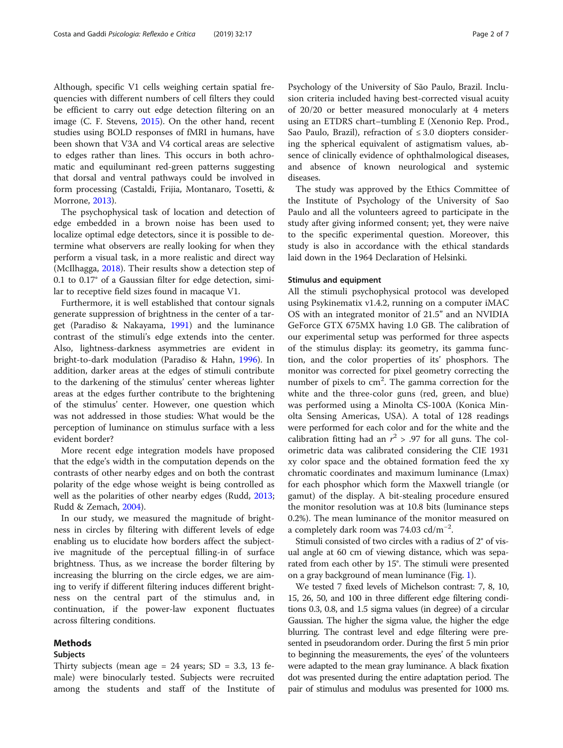Although, specific V1 cells weighing certain spatial frequencies with different numbers of cell filters they could be efficient to carry out edge detection filtering on an image (C. F. Stevens, 2015). On the other hand, recent studies using BOLD responses of fMRI in humans, have been shown that V3A and V4 cortical areas are selective to edges rather than lines. This occurs in both achromatic and equiluminant red-green patterns suggesting that dorsal and ventral pathways could be involved in form processing (Castaldi, Frijia, Montanaro, Tosetti, & Morrone, 2013).

The psychophysical task of location and detection of edge embedded in a brown noise has been used to localize optimal edge detectors, since it is possible to determine what observers are really looking for when they perform a visual task, in a more realistic and direct way (McIlhagga, 2018). Their results show a detection step of 0.1 to 0.17° of a Gaussian filter for edge detection, similar to receptive field sizes found in macaque V1.

Furthermore, it is well established that contour signals generate suppression of brightness in the center of a target (Paradiso & Nakayama, 1991) and the luminance contrast of the stimuli's edge extends into the center. Also, lightness-darkness asymmetries are evident in bright-to-dark modulation (Paradiso & Hahn, 1996). In addition, darker areas at the edges of stimuli contribute to the darkening of the stimulus' center whereas lighter areas at the edges further contribute to the brightening of the stimulus' center. However, one question which was not addressed in those studies: What would be the perception of luminance on stimulus surface with a less evident border?

More recent edge integration models have proposed that the edge's width in the computation depends on the contrasts of other nearby edges and on both the contrast polarity of the edge whose weight is being controlled as well as the polarities of other nearby edges (Rudd, 2013; Rudd & Zemach, 2004).

In our study, we measured the magnitude of brightness in circles by filtering with different levels of edge enabling us to elucidate how borders affect the subjective magnitude of the perceptual filling-in of surface brightness. Thus, as we increase the border filtering by increasing the blurring on the circle edges, we are aiming to verify if different filtering induces different brightness on the central part of the stimulus and, in continuation, if the power-law exponent fluctuates across filtering conditions.

## Methods

### Subjects

Thirty subjects (mean age = 24 years; SD = 3.3, 13 female) were binocularly tested. Subjects were recruited among the students and staff of the Institute of Psychology of the University of São Paulo, Brazil. Inclusion criteria included having best-corrected visual acuity of 20/20 or better measured monocularly at 4 meters using an ETDRS chart–tumbling E (Xenonio Rep. Prod., Sao Paulo, Brazil), refraction of ≤ 3.0 diopters considering the spherical equivalent of astigmatism values, absence of clinically evidence of ophthalmological diseases, and absence of known neurological and systemic diseases.

The study was approved by the Ethics Committee of the Institute of Psychology of the University of Sao Paulo and all the volunteers agreed to participate in the study after giving informed consent; yet, they were naive to the specific experimental question. Moreover, this study is also in accordance with the ethical standards laid down in the 1964 Declaration of Helsinki.

### Stimulus and equipment

All the stimuli psychophysical protocol was developed using Psykinematix v1.4.2, running on a computer iMAC OS with an integrated monitor of 21.5" and an NVIDIA GeForce GTX 675MX having 1.0 GB. The calibration of our experimental setup was performed for three aspects of the stimulus display: its geometry, its gamma function, and the color properties of its' phosphors. The monitor was corrected for pixel geometry correcting the number of pixels to $cm^2$. The gamma correction for the white and the three-color guns (red, green, and blue) was performed using a Minolta CS-100A (Konica Minolta Sensing Americas, USA). A total of 128 readings were performed for each color and for the white and the calibration fitting had an $r^2 > .97$ for all guns. The colorimetric data was calibrated considering the CIE 1931 xy color space and the obtained formation feed the xy chromatic coordinates and maximum luminance (Lmax) for each phosphor which form the Maxwell triangle (or gamut) of the display. A bit-stealing procedure ensured the monitor resolution was at 10.8 bits (luminance steps 0.2%). The mean luminance of the monitor measured on a completely dark room was 74.03 $cd/m^{-2}$.

Stimuli consisted of two circles with a radius of 2° of visual angle at 60 cm of viewing distance, which was separated from each other by 15°. The stimuli were presented on a gray background of mean luminance (Fig. 1).

We tested 7 fixed levels of Michelson contrast: 7, 8, 10, 15, 26, 50, and 100 in three different edge filtering conditions 0.3, 0.8, and 1.5 sigma values (in degree) of a circular Gaussian. The higher the sigma value, the higher the edge blurring. The contrast level and edge filtering were presented in pseudorandom order. During the first 5 min prior to beginning the measurements, the eyes' of the volunteers were adapted to the mean gray luminance. A black fixation dot was presented during the entire adaptation period. The pair of stimulus and modulus was presented for 1000 ms.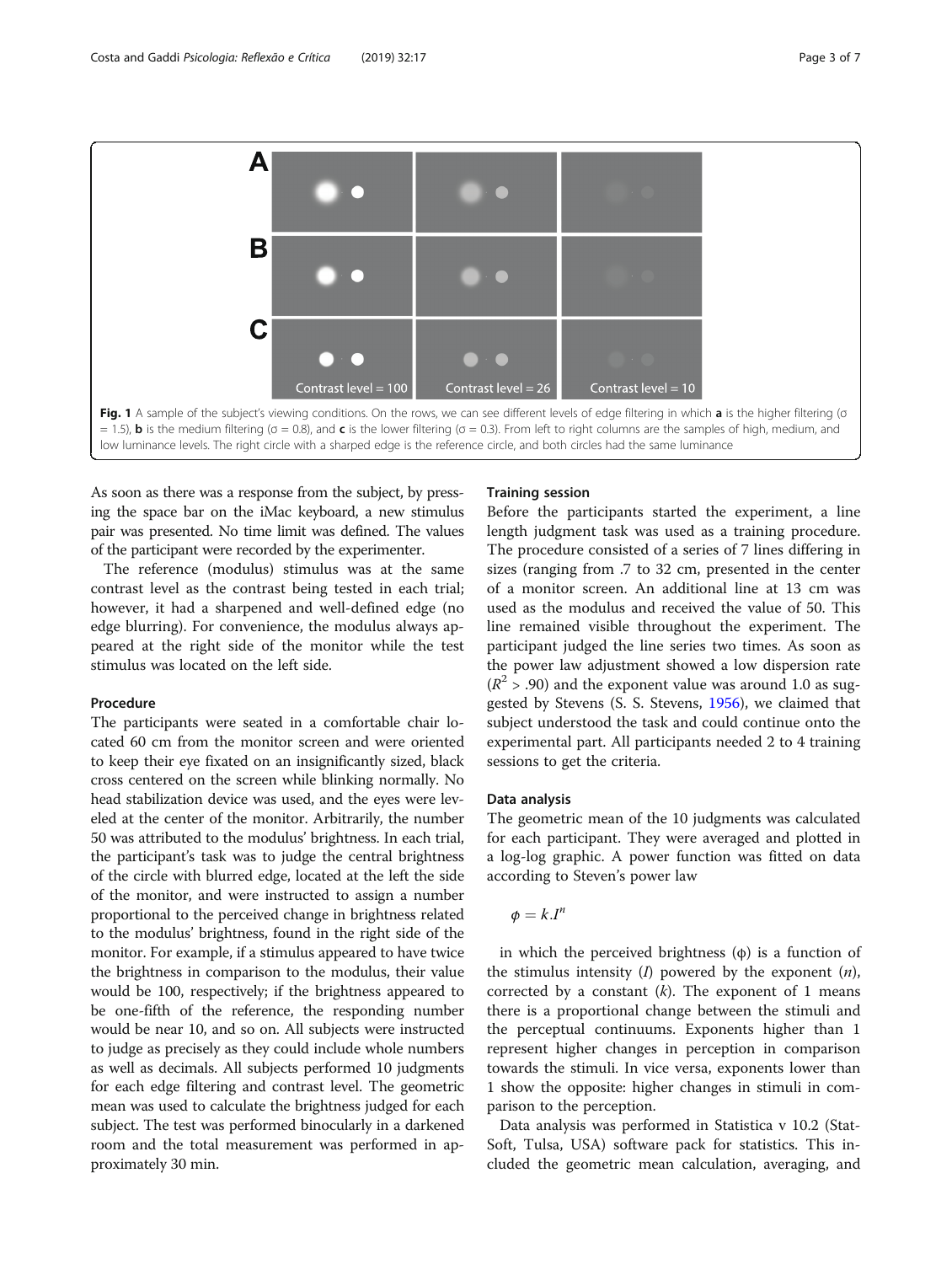Fig. 1 A sample of the subject's viewing conditions. On the rows, we can see different levels of edge filtering in which **a** is the higher filtering (σ = 1.5), **b** is the medium filtering (σ = 0.8), and **c** is the lower filtering (σ = 0.3). From left to right columns are the samples of high, medium, and low luminance levels. The right circle with a sharped edge is the reference circle, and both circles had the same luminance

As soon as there was a response from the subject, by pressing the space bar on the iMac keyboard, a new stimulus pair was presented. No time limit was defined. The values of the participant were recorded by the experimenter.

The reference (modulus) stimulus was at the same contrast level as the contrast being tested in each trial; however, it had a sharpened and well-defined edge (no edge blurring). For convenience, the modulus always appeared at the right side of the monitor while the test stimulus was located on the left side.

### Procedure

The participants were seated in a comfortable chair located 60 cm from the monitor screen and were oriented to keep their eye fixated on an insignificantly sized, black cross centered on the screen while blinking normally. No head stabilization device was used, and the eyes were leveled at the center of the monitor. Arbitrarily, the number 50 was attributed to the modulus' brightness. In each trial, the participant's task was to judge the central brightness of the circle with blurred edge, located at the left the side of the monitor, and were instructed to assign a number proportional to the perceived change in brightness related to the modulus' brightness, found in the right side of the monitor. For example, if a stimulus appeared to have twice the brightness in comparison to the modulus, their value would be 100, respectively; if the brightness appeared to be one-fifth of the reference, the responding number would be near 10, and so on. All subjects were instructed to judge as precisely as they could include whole numbers as well as decimals. All subjects performed 10 judgments for each edge filtering and contrast level. The geometric mean was used to calculate the brightness judged for each subject. The test was performed binocularly in a darkened room and the total measurement was performed in approximately 30 min.

### Training session

Before the participants started the experiment, a line length judgment task was used as a training procedure. The procedure consisted of a series of 7 lines differing in sizes (ranging from .7 to 32 cm, presented in the center of a monitor screen. An additional line at 13 cm was used as the modulus and received the value of 50. This line remained visible throughout the experiment. The participant judged the line series two times. As soon as the power law adjustment showed a low dispersion rate ($R^2 > .90$) and the exponent value was around 1.0 as suggested by Stevens (S. S. Stevens, 1956), we claimed that subject understood the task and could continue onto the experimental part. All participants needed 2 to 4 training sessions to get the criteria.

### Data analysis

The geometric mean of the 10 judgments was calculated for each participant. They were averaged and plotted in a log-log graphic. A power function was fitted on data according to Steven's power law

$$\phi = k.I^n$$

in which the perceived brightness (φ) is a function of the stimulus intensity ($I$) powered by the exponent ($n$), corrected by a constant ($k$). The exponent of 1 means there is a proportional change between the stimuli and the perceptual continuums. Exponents higher than 1 represent higher changes in perception in comparison towards the stimuli. In vice versa, exponents lower than 1 show the opposite: higher changes in stimuli in comparison to the perception.

Data analysis was performed in Statistica v 10.2 (StatSoft, Tulsa, USA) software pack for statistics. This included the geometric mean calculation, averaging, and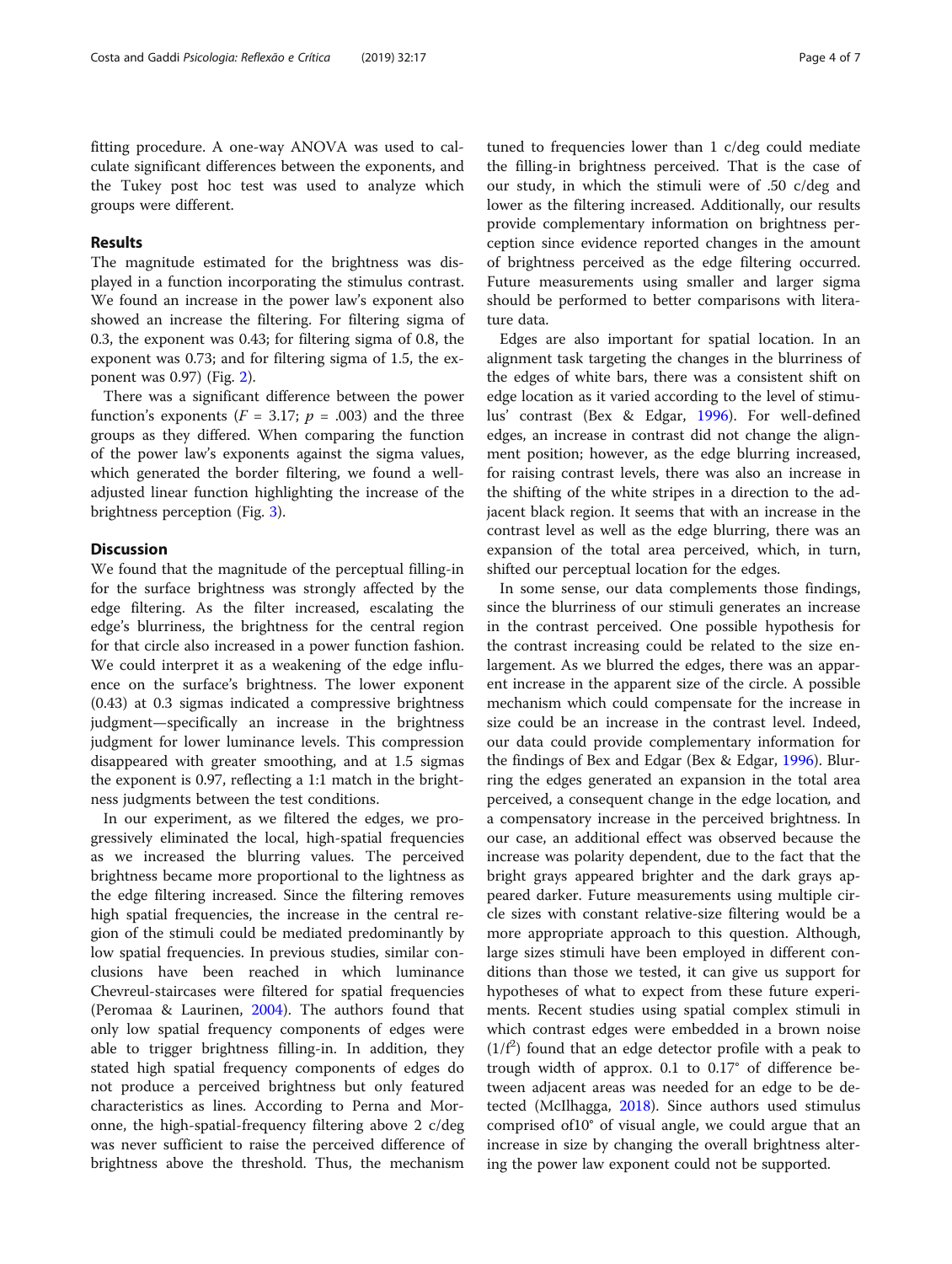fitting procedure. A one-way ANOVA was used to calculate significant differences between the exponents, and the Tukey post hoc test was used to analyze which groups were different.

## Results

The magnitude estimated for the brightness was displayed in a function incorporating the stimulus contrast. We found an increase in the power law's exponent also showed an increase the filtering. For filtering sigma of 0.3, the exponent was 0.43; for filtering sigma of 0.8, the exponent was 0.73; and for filtering sigma of 1.5, the exponent was 0.97) (Fig. 2).

There was a significant difference between the power function's exponents ($F = 3.17$; $p = .003$) and the three groups as they differed. When comparing the function of the power law's exponents against the sigma values, which generated the border filtering, we found a well-adjusted linear function highlighting the increase of the brightness perception (Fig. 3).

## Discussion

We found that the magnitude of the perceptual filling-in for the surface brightness was strongly affected by the edge filtering. As the filter increased, escalating the edge's blurriness, the brightness for the central region for that circle also increased in a power function fashion. We could interpret it as a weakening of the edge influence on the surface's brightness. The lower exponent (0.43) at 0.3 sigmas indicated a compressive brightness judgment—specifically an increase in the brightness judgment for lower luminance levels. This compression disappeared with greater smoothing, and at 1.5 sigmas the exponent is 0.97, reflecting a 1:1 match in the brightness judgments between the test conditions.

In our experiment, as we filtered the edges, we progressively eliminated the local, high-spatial frequencies as we increased the blurring values. The perceived brightness became more proportional to the lightness as the edge filtering increased. Since the filtering removes high spatial frequencies, the increase in the central region of the stimuli could be mediated predominantly by low spatial frequencies. In previous studies, similar conclusions have been reached in which luminance Chevreul-staircases were filtered for spatial frequencies (Peromaa & Laurinen, 2004). The authors found that only low spatial frequency components of edges were able to trigger brightness filling-in. In addition, they stated high spatial frequency components of edges do not produce a perceived brightness but only featured characteristics as lines. According to Perna and Moronne, the high-spatial-frequency filtering above 2 c/deg was never sufficient to raise the perceived difference of brightness above the threshold. Thus, the mechanism tuned to frequencies lower than 1 c/deg could mediate the filling-in brightness perceived. That is the case of our study, in which the stimuli were of .50 c/deg and lower as the filtering increased. Additionally, our results provide complementary information on brightness perception since evidence reported changes in the amount of brightness perceived as the edge filtering occurred. Future measurements using smaller and larger sigma should be performed to better comparisons with literature data.

Edges are also important for spatial location. In an alignment task targeting the changes in the blurriness of the edges of white bars, there was a consistent shift on edge location as it varied according to the level of stimulus' contrast (Bex & Edgar, 1996). For well-defined edges, an increase in contrast did not change the alignment position; however, as the edge blurring increased, for raising contrast levels, there was also an increase in the shifting of the white stripes in a direction to the adjacent black region. It seems that with an increase in the contrast level as well as the edge blurring, there was an expansion of the total area perceived, which, in turn, shifted our perceptual location for the edges.

In some sense, our data complements those findings, since the blurriness of our stimuli generates an increase in the contrast perceived. One possible hypothesis for the contrast increasing could be related to the size enlargement. As we blurred the edges, there was an apparent increase in the apparent size of the circle. A possible mechanism which could compensate for the increase in size could be an increase in the contrast level. Indeed, our data could provide complementary information for the findings of Bex and Edgar (Bex & Edgar, 1996). Blurring the edges generated an expansion in the total area perceived, a consequent change in the edge location, and a compensatory increase in the perceived brightness. In our case, an additional effect was observed because the increase was polarity dependent, due to the fact that the bright grays appeared brighter and the dark grays appeared darker. Future measurements using multiple circle sizes with constant relative-size filtering would be a more appropriate approach to this question. Although, large sizes stimuli have been employed in different conditions than those we tested, it can give us support for hypotheses of what to expect from these future experiments. Recent studies using spatial complex stimuli in which contrast edges were embedded in a brown noise ($1/f^2$) found that an edge detector profile with a peak to trough width of approx. 0.1 to 0.17° of difference between adjacent areas was needed for an edge to be detected (McIlhagga, 2018). Since authors used stimulus comprised of10° of visual angle, we could argue that an increase in size by changing the overall brightness altering the power law exponent could not be supported.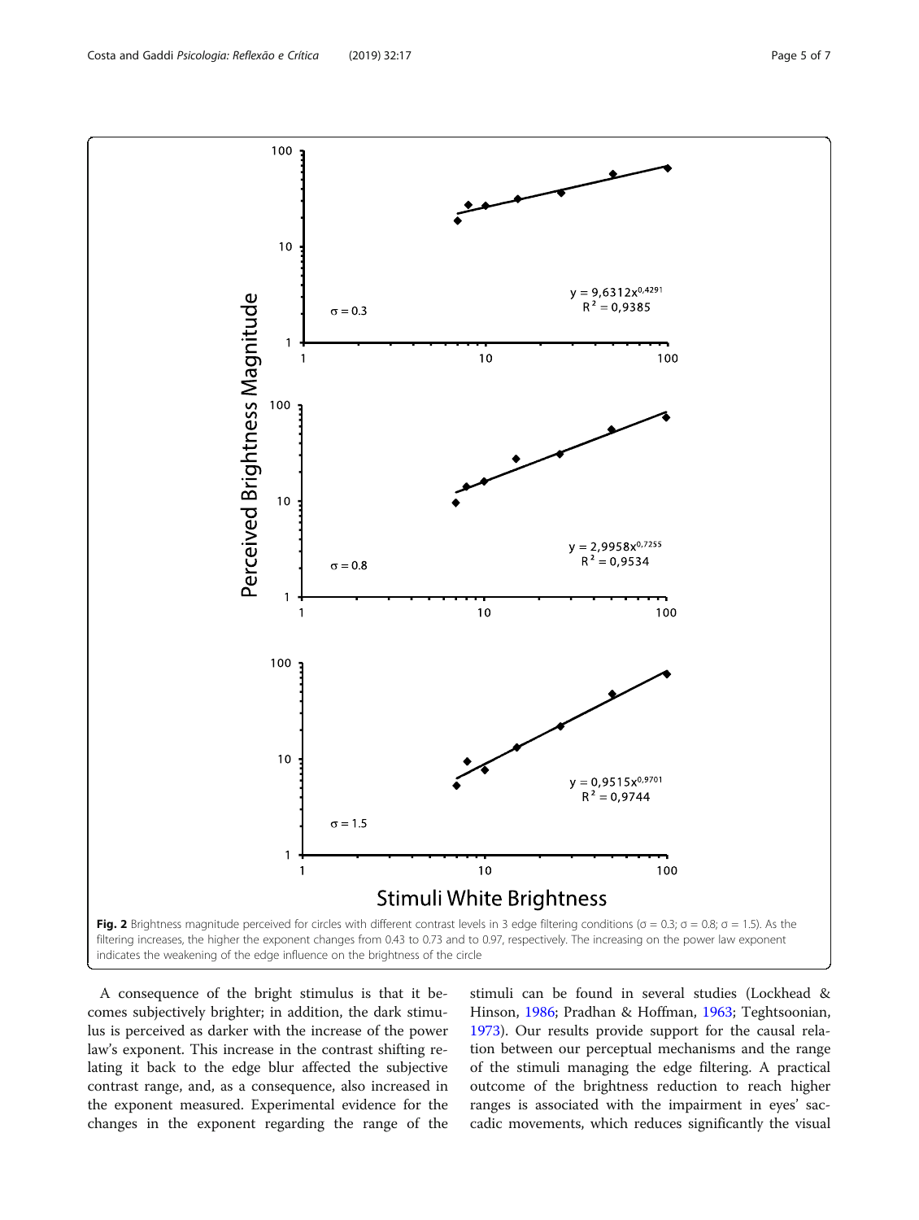**Fig. 2** Brightness magnitude perceived for circles with different contrast levels in 3 edge filtering conditions (σ = 0.3; σ = 0.8; σ = 1.5). As the filtering increases, the higher the exponent changes from 0.43 to 0.73 and to 0.97, respectively. The increasing on the power law exponent indicates the weakening of the edge influence on the brightness of the circle

A consequence of the bright stimulus is that it becomes subjectively brighter; in addition, the dark stimulus is perceived as darker with the increase of the power law's exponent. This increase in the contrast shifting relating it back to the edge blur affected the subjective contrast range, and, as a consequence, also increased in the exponent measured. Experimental evidence for the changes in the exponent regarding the range of the stimuli can be found in several studies (Lockhead & Hinson, 1986; Pradhan & Hoffman, 1963; Teghtsoonian, 1973). Our results provide support for the causal relation between our perceptual mechanisms and the range of the stimuli managing the edge filtering. A practical outcome of the brightness reduction to reach higher ranges is associated with the impairment in eyes' saccadic movements, which reduces significantly the visual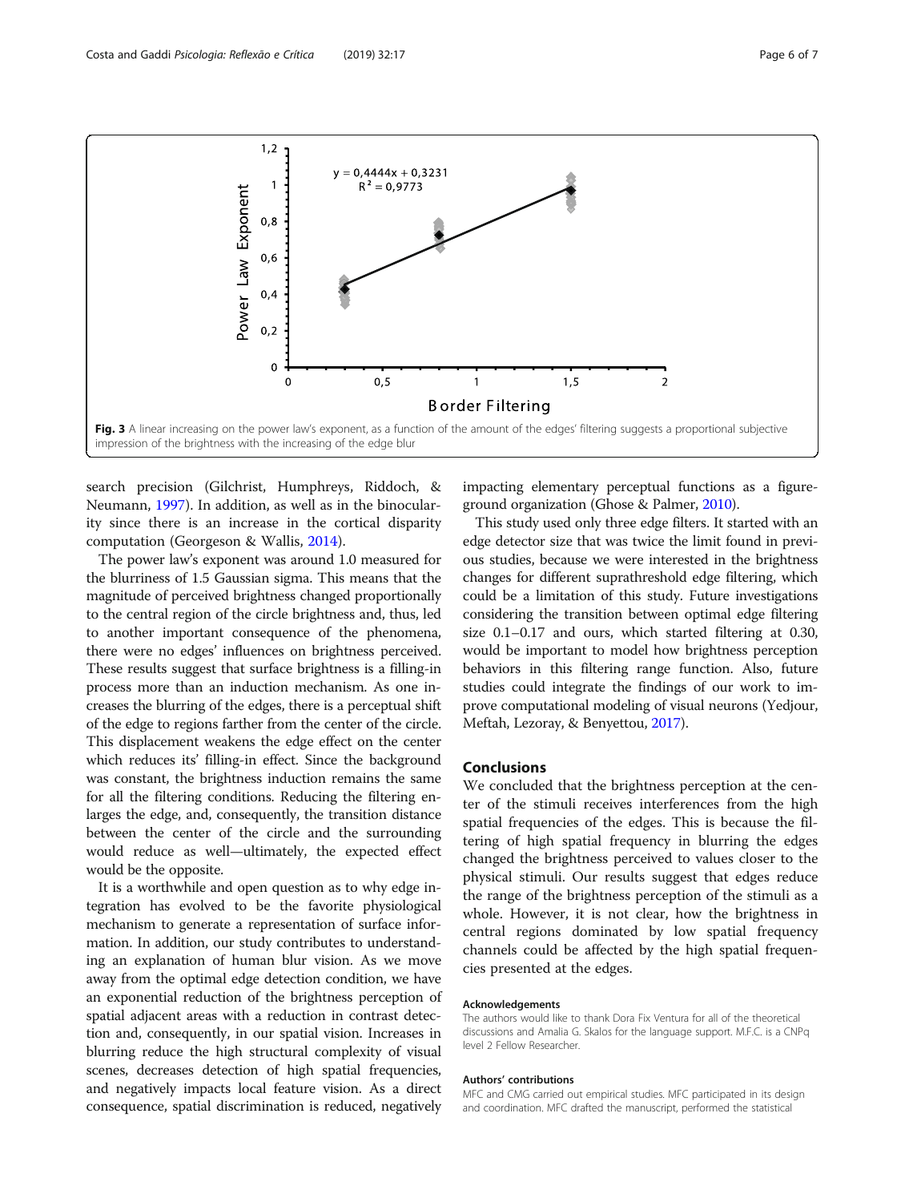Fig. 3 A linear increasing on the power law's exponent, as a function of the amount of the edges' filtering suggests a proportional subjective impression of the brightness with the increasing of the edge blur

search precision (Gilchrist, Humphreys, Riddoch, & Neumann, 1997). In addition, as well as in the binocularity since there is an increase in the cortical disparity computation (Georgeson & Wallis, 2014).

The power law's exponent was around 1.0 measured for the blurriness of 1.5 Gaussian sigma. This means that the magnitude of perceived brightness changed proportionally to the central region of the circle brightness and, thus, led to another important consequence of the phenomena, there were no edges' influences on brightness perceived. These results suggest that surface brightness is a filling-in process more than an induction mechanism. As one increases the blurring of the edges, there is a perceptual shift of the edge to regions farther from the center of the circle. This displacement weakens the edge effect on the center which reduces its' filling-in effect. Since the background was constant, the brightness induction remains the same for all the filtering conditions. Reducing the filtering enlarges the edge, and, consequently, the transition distance between the center of the circle and the surrounding would reduce as well—ultimately, the expected effect would be the opposite.

It is a worthwhile and open question as to why edge integration has evolved to be the favorite physiological mechanism to generate a representation of surface information. In addition, our study contributes to understanding an explanation of human blur vision. As we move away from the optimal edge detection condition, we have an exponential reduction of the brightness perception of spatial adjacent areas with a reduction in contrast detection and, consequently, in our spatial vision. Increases in blurring reduce the high structural complexity of visual scenes, decreases detection of high spatial frequencies, and negatively impacts local feature vision. As a direct consequence, spatial discrimination is reduced, negatively impacting elementary perceptual functions as a figure-ground organization (Ghose & Palmer, 2010).

This study used only three edge filters. It started with an edge detector size that was twice the limit found in previous studies, because we were interested in the brightness changes for different suprathreshold edge filtering, which could be a limitation of this study. Future investigations considering the transition between optimal edge filtering size 0.1–0.17 and ours, which started filtering at 0.30, would be important to model how brightness perception behaviors in this filtering range function. Also, future studies could integrate the findings of our work to improve computational modeling of visual neurons (Yedjour, Meftah, Lezoray, & Benyettou, 2017).

## Conclusions

We concluded that the brightness perception at the center of the stimuli receives interferences from the high spatial frequencies of the edges. This is because the filtering of high spatial frequency in blurring the edges changed the brightness perceived to values closer to the physical stimuli. Our results suggest that edges reduce the range of the brightness perception of the stimuli as a whole. However, it is not clear, how the brightness in central regions dominated by low spatial frequency channels could be affected by the high spatial frequencies presented at the edges.

### Acknowledgements

The authors would like to thank Dora Fix Ventura for all of the theoretical discussions and Amalia G. Skalos for the language support. M.F.C. is a CNPq level 2 Fellow Researcher.

### Authors' contributions

MFC and CMG carried out empirical studies. MFC participated in its design and coordination. MFC drafted the manuscript, performed the statistical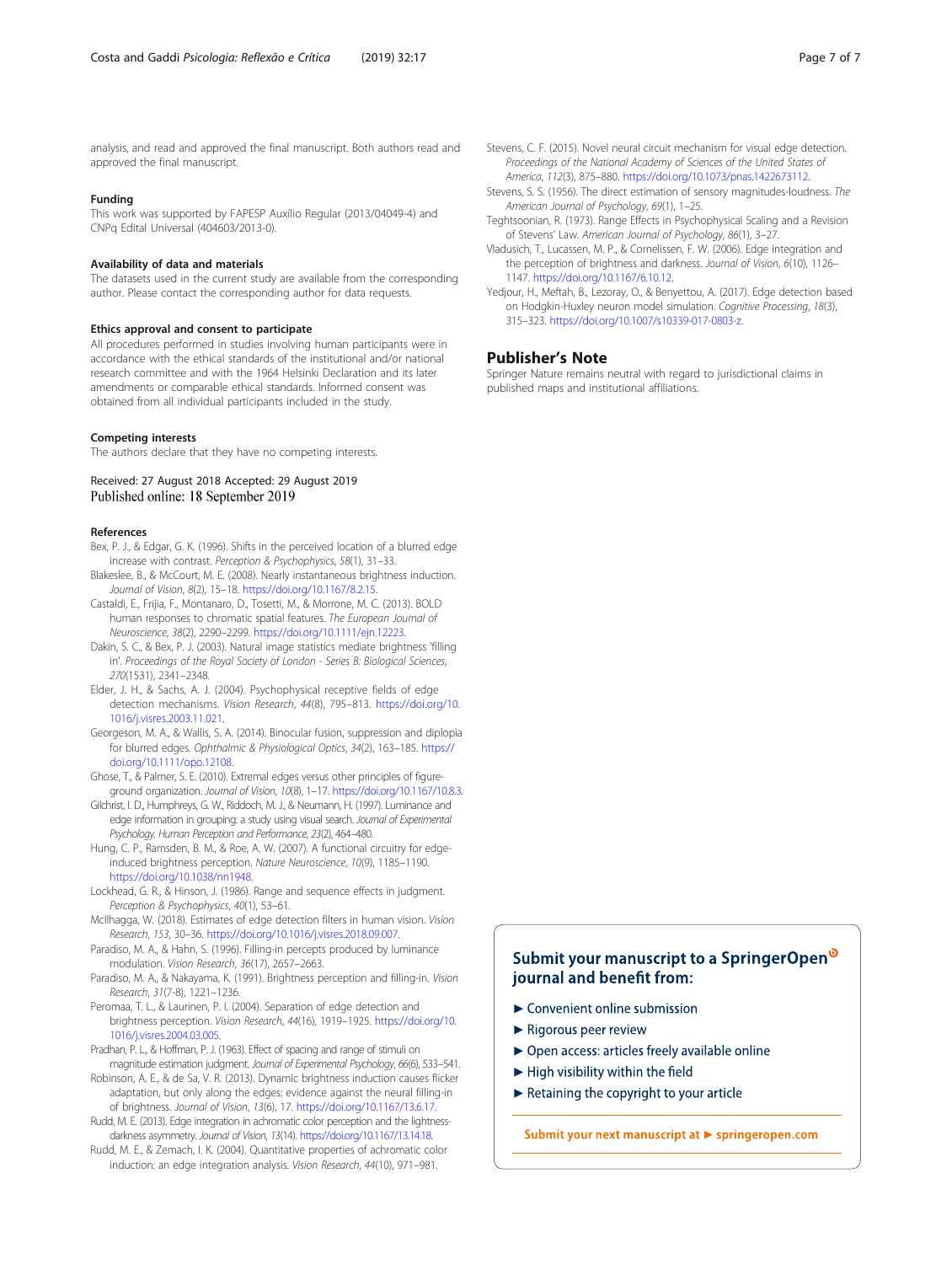analysis, and read and approved the final manuscript. Both authors read and approved the final manuscript.

### Funding

This work was supported by FAPESP Auxílio Regular (2013/04049-4) and CNPq Edital Universal (404603/2013-0).

### Availability of data and materials

The datasets used in the current study are available from the corresponding author. Please contact the corresponding author for data requests.

### Ethics approval and consent to participate

All procedures performed in studies involving human participants were in accordance with the ethical standards of the institutional and/or national research committee and with the 1964 Helsinki Declaration and its later amendments or comparable ethical standards. Informed consent was obtained from all individual participants included in the study.

### Competing interests

The authors declare that they have no competing interests.

Received: 27 August 2018 Accepted: 29 August 2019
Published online: 18 September 2019

### References

Bex, P. J., & Edgar, G. K. (1996). Shifts in the perceived location of a blurred edge increase with contrast. *Perception & Psychophysics*, *58*(1), 31–33.

Blakeslee, B., & McCourt, M. E. (2008). Nearly instantaneous brightness induction. *Journal of Vision*, *8*(2), 15–18. https://doi.org/10.1167/8.2.15.

Castaldi, E., Frijia, F., Montanaro, D., Tosetti, M., & Morrone, M. C. (2013). BOLD human responses to chromatic spatial features. *The European Journal of Neuroscience*, *38*(2), 2290–2299. https://doi.org/10.1111/ejn.12223.

Dakin, S. C., & Bex, P. J. (2003). Natural image statistics mediate brightness 'filling in'. *Proceedings of the Royal Society of London - Series B: Biological Sciences*, *270*(1531), 2341–2348.

Elder, J. H., & Sachs, A. J. (2004). Psychophysical receptive fields of edge detection mechanisms. *Vision Research*, *44*(8), 795–813. https://doi.org/10.1016/j.visres.2003.11.021.

Georgeson, M. A., & Wallis, S. A. (2014). Binocular fusion, suppression and diplopia for blurred edges. *Ophthalmic & Physiological Optics*, *34*(2), 163–185. https://doi.org/10.1111/opo.12108.

Ghose, T., & Palmer, S. E. (2010). Extremal edges versus other principles of figure-ground organization. *Journal of Vision*, *10*(8), 1–17. https://doi.org/10.1167/10.8.3.

Gilchrist, I. D., Humphreys, G. W., Riddoch, M. J., & Neumann, H. (1997). Luminance and edge information in grouping: a study using visual search. *Journal of Experimental Psychology. Human Perception and Performance*, *23*(2), 464–480.

Hung, C. P., Ramsden, B. M., & Roe, A. W. (2007). A functional circuitry for edge-induced brightness perception. *Nature Neuroscience*, *10*(9), 1185–1190. https://doi.org/10.1038/nn1948.

Lockhead, G. R., & Hinson, J. (1986). Range and sequence effects in judgment. *Perception & Psychophysics*, *40*(1), 53–61.

McIlhagga, W. (2018). Estimates of edge detection filters in human vision. *Vision Research*, *153*, 30–36. https://doi.org/10.1016/j.visres.2018.09.007.

Paradiso, M. A., & Hahn, S. (1996). Filling-in percepts produced by luminance modulation. *Vision Research*, *36*(17), 2657–2663.

Paradiso, M. A., & Nakayama, K. (1991). Brightness perception and filling-in. *Vision Research*, *31*(7-8), 1221–1236.

Peromaa, T. L., & Laurinen, P. I. (2004). Separation of edge detection and brightness perception. *Vision Research*, *44*(16), 1919–1925. https://doi.org/10.1016/j.visres.2004.03.005.

Pradhan, P. L., & Hoffman, P. J. (1963). Effect of spacing and range of stimuli on magnitude estimation judgment. *Journal of Experimental Psychology*, *66*(6), 533–541.

Robinson, A. E., & de Sa, V. R. (2013). Dynamic brightness induction causes flicker adaptation, but only along the edges: evidence against the neural filling-in of brightness. *Journal of Vision*, *13*(6), 17. https://doi.org/10.1167/13.6.17.

Rudd, M. E. (2013). Edge integration in achromatic color perception and the lightness-darkness asymmetry. *Journal of Vision*, *13*(14). https://doi.org/10.1167/13.14.18.

Rudd, M. E., & Zemach, I. K. (2004). Quantitative properties of achromatic color induction: an edge integration analysis. *Vision Research*, *44*(10), 971–981.

Stevens, C. F. (2015). Novel neural circuit mechanism for visual edge detection. *Proceedings of the National Academy of Sciences of the United States of America*, *112*(3), 875–880. https://doi.org/10.1073/pnas.1422673112.

Stevens, S. S. (1956). The direct estimation of sensory magnitudes-loudness. *The American Journal of Psychology*, *69*(1), 1–25.

Teghtsoonian, R. (1973). Range Effects in Psychophysical Scaling and a Revision of Stevens' Law. *American Journal of Psychology*, *86*(1), 3–27.

Vladusich, T., Lucassen, M. P., & Cornelissen, F. W. (2006). Edge integration and the perception of brightness and darkness. *Journal of Vision*, *6*(10), 1126–1147. https://doi.org/10.1167/6.10.12.

Yedjour, H., Meftah, B., Lezoray, O., & Benyettou, A. (2017). Edge detection based on Hodgkin-Huxley neuron model simulation. *Cognitive Processing*, *18*(3), 315–323. https://doi.org/10.1007/s10339-017-0803-z.

## Publisher's Note

Springer Nature remains neutral with regard to jurisdictional claims in published maps and institutional affiliations.